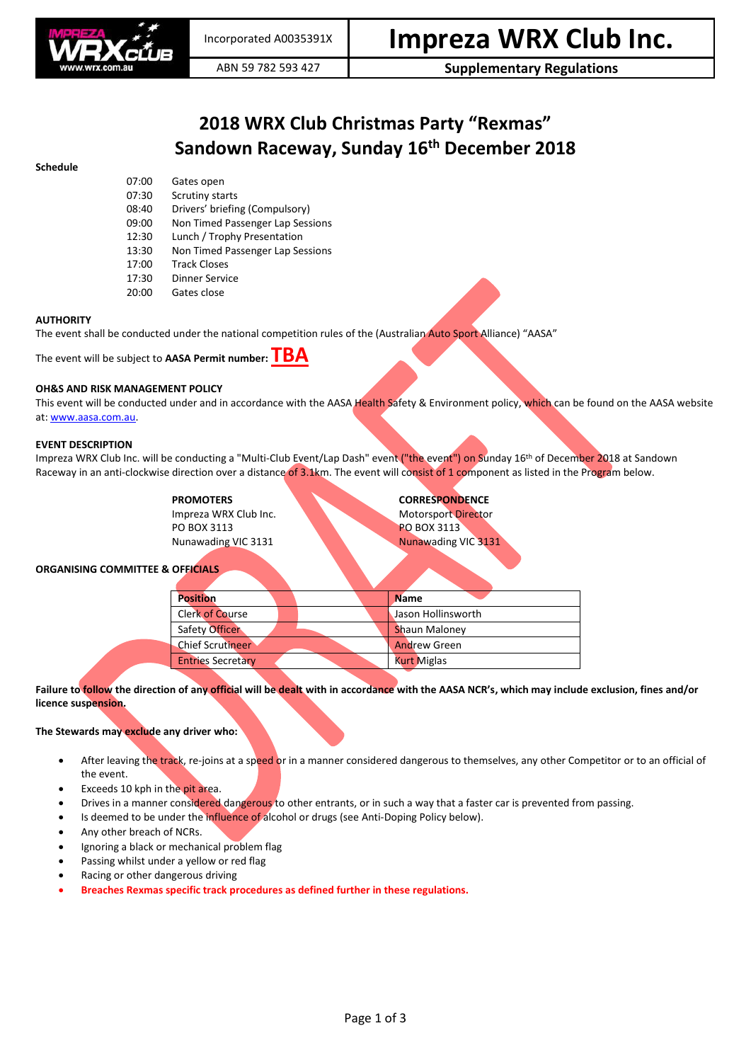Incorporated A0035391X | **Impreza WRX Club Inc.**

ABN 59 782 593 427 | **Supplementary Regulations**

# 2018 WRX Club Christmas Party "Rexmas"
# Sandown Raceway, Sunday 16th December 2018

**Schedule**

| | |
|---|---|
| 07:00 | Gates open |
| 07:30 | Scrutiny starts |
| 08:40 | Drivers' briefing (Compulsory) |
| 09:00 | Non Timed Passenger Lap Sessions |
| 12:30 | Lunch / Trophy Presentation |
| 13:30 | Non Timed Passenger Lap Sessions |
| 17:00 | Track Closes |
| 17:30 | Dinner Service |
| 20:00 | Gates close |

**AUTHORITY**

The event shall be conducted under the national competition rules of the (Australian Auto Sport Alliance) "AASA"

The event will be subject to **AASA Permit number: TBA**

**OH&S AND RISK MANAGEMENT POLICY**

This event will be conducted under and in accordance with the AASA Health Safety & Environment policy, which can be found on the AASA website at: www.aasa.com.au.

**EVENT DESCRIPTION**

Impreza WRX Club Inc. will be conducting a "Multi-Club Event/Lap Dash" event ("the event") on Sunday 16th of December 2018 at Sandown Raceway in an anti-clockwise direction over a distance of 3.1km. The event will consist of 1 component as listed in the Program below.

**PROMOTERS**
Impreza WRX Club Inc.
PO BOX 3113
Nunawading VIC 3131

**CORRESPONDENCE**
Motorsport Director
PO BOX 3113
Nunawading VIC 3131

**ORGANISING COMMITTEE & OFFICIALS**

| Position | Name |
|---|---|
| Clerk of Course | Jason Hollinsworth |
| Safety Officer | Shaun Maloney |
| Chief Scrutineer | Andrew Green |
| Entries Secretary | Kurt Miglas |

**Failure to follow the direction of any official will be dealt with in accordance with the AASA NCR's, which may include exclusion, fines and/or licence suspension.**

**The Stewards may exclude any driver who:**

- After leaving the track, re-joins at a speed or in a manner considered dangerous to themselves, any other Competitor or to an official of the event.
- Exceeds 10 kph in the pit area.
- Drives in a manner considered dangerous to other entrants, or in such a way that a faster car is prevented from passing.
- Is deemed to be under the influence of alcohol or drugs (see Anti-Doping Policy below).
- Any other breach of NCRs.
- Ignoring a black or mechanical problem flag
- Passing whilst under a yellow or red flag
- Racing or other dangerous driving
- **Breaches Rexmas specific track procedures as defined further in these regulations.**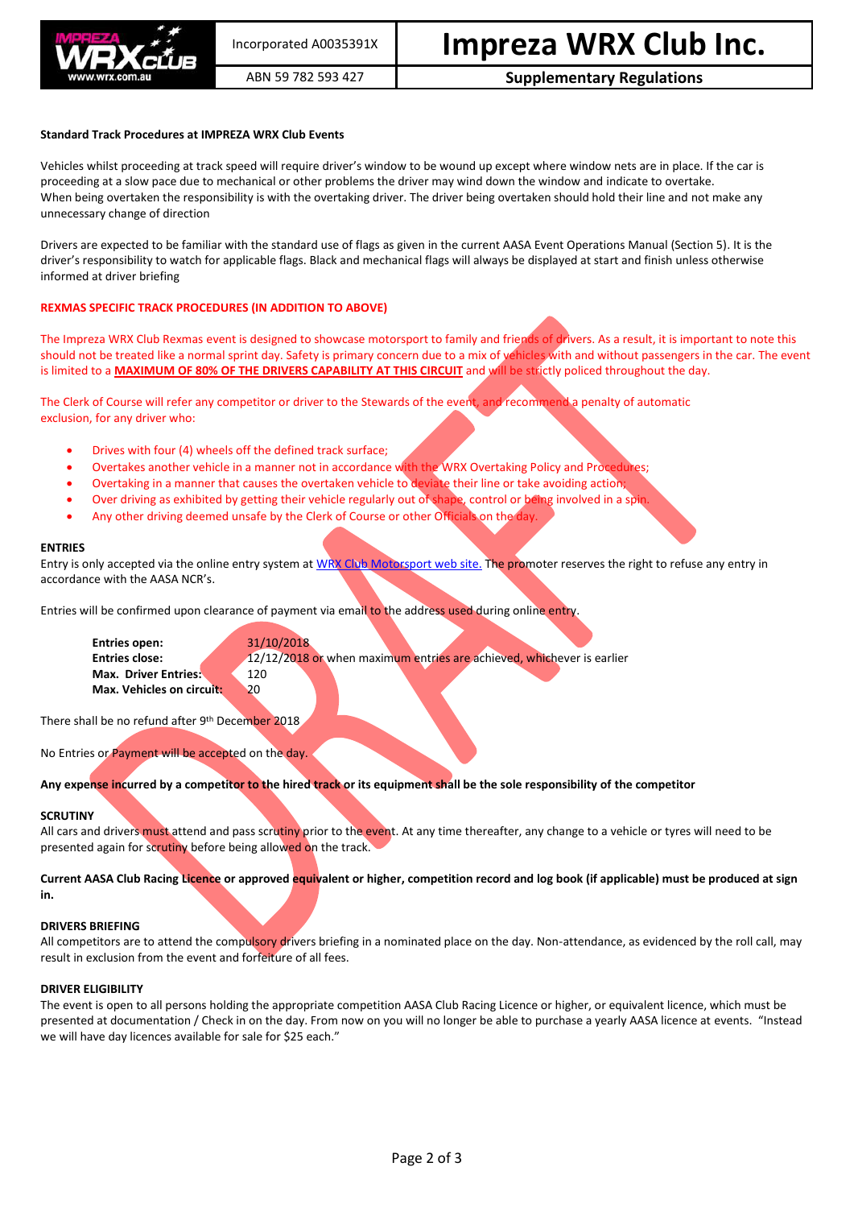**Standard Track Procedures at IMPREZA WRX Club Events**

Vehicles whilst proceeding at track speed will require driver's window to be wound up except where window nets are in place. If the car is proceeding at a slow pace due to mechanical or other problems the driver may wind down the window and indicate to overtake.
When being overtaken the responsibility is with the overtaking driver. The driver being overtaken should hold their line and not make any unnecessary change of direction

Drivers are expected to be familiar with the standard use of flags as given in the current AASA Event Operations Manual (Section 5). It is the driver's responsibility to watch for applicable flags. Black and mechanical flags will always be displayed at start and finish unless otherwise informed at driver briefing

**REXMAS SPECIFIC TRACK PROCEDURES (IN ADDITION TO ABOVE)**

The Impreza WRX Club Rexmas event is designed to showcase motorsport to family and friends of drivers. As a result, it is important to note this should not be treated like a normal sprint day. Safety is primary concern due to a mix of vehicles with and without passengers in the car. The event is limited to a **MAXIMUM OF 80% OF THE DRIVERS CAPABILITY AT THIS CIRCUIT** and will be strictly policed throughout the day.

The Clerk of Course will refer any competitor or driver to the Stewards of the event, and recommend a penalty of automatic exclusion, for any driver who:

- Drives with four (4) wheels off the defined track surface;
- Overtakes another vehicle in a manner not in accordance with the WRX Overtaking Policy and Procedures;
- Overtaking in a manner that causes the overtaken vehicle to deviate their line or take avoiding action;
- Over driving as exhibited by getting their vehicle regularly out of shape, control or being involved in a spin.
- Any other driving deemed unsafe by the Clerk of Course or other Officials on the day.

**ENTRIES**
Entry is only accepted via the online entry system at WRX Club Motorsport web site. The promoter reserves the right to refuse any entry in accordance with the AASA NCR's.

Entries will be confirmed upon clearance of payment via email to the address used during online entry.

| | |
|---|---|
| **Entries open:** | 31/10/2018 |
| **Entries close:** | 12/12/2018 or when maximum entries are achieved, whichever is earlier |
| **Max. Driver Entries:** | 120 |
| **Max. Vehicles on circuit:** | 20 |

There shall be no refund after 9th December 2018

No Entries or Payment will be accepted on the day.

**Any expense incurred by a competitor to the hired track or its equipment shall be the sole responsibility of the competitor**

**SCRUTINY**
All cars and drivers must attend and pass scrutiny prior to the event. At any time thereafter, any change to a vehicle or tyres will need to be presented again for scrutiny before being allowed on the track.

**Current AASA Club Racing Licence or approved equivalent or higher, competition record and log book (if applicable) must be produced at sign in.**

**DRIVERS BRIEFING**
All competitors are to attend the compulsory drivers briefing in a nominated place on the day. Non-attendance, as evidenced by the roll call, may result in exclusion from the event and forfeiture of all fees.

**DRIVER ELIGIBILITY**
The event is open to all persons holding the appropriate competition AASA Club Racing Licence or higher, or equivalent licence, which must be presented at documentation / Check in on the day. From now on you will no longer be able to purchase a yearly AASA licence at events. "Instead we will have day licences available for sale for $25 each."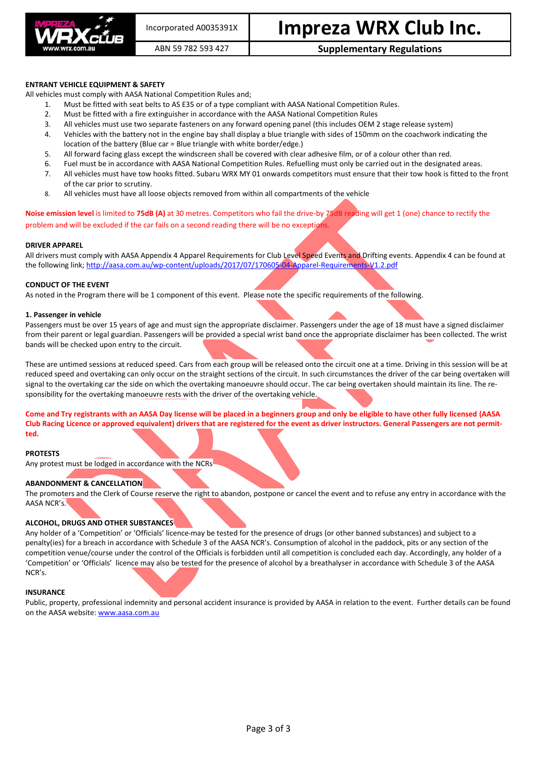## ENTRANT VEHICLE EQUIPMENT & SAFETY

All vehicles must comply with AASA National Competition Rules and;

1. Must be fitted with seat belts to AS E35 or of a type compliant with AASA National Competition Rules.
2. Must be fitted with a fire extinguisher in accordance with the AASA National Competition Rules
3. All vehicles must use two separate fasteners on any forward opening panel (this includes OEM 2 stage release system)
4. Vehicles with the battery not in the engine bay shall display a blue triangle with sides of 150mm on the coachwork indicating the location of the battery (Blue car = Blue triangle with white border/edge.)
5. All forward facing glass except the windscreen shall be covered with clear adhesive film, or of a colour other than red.
6. Fuel must be in accordance with AASA National Competition Rules. Refuelling must only be carried out in the designated areas.
7. All vehicles must have tow hooks fitted. Subaru WRX MY 01 onwards competitors must ensure that their tow hook is fitted to the front of the car prior to scrutiny.
8. All vehicles must have all loose objects removed from within all compartments of the vehicle

Noise emission level is limited to **75dB (A)** at 30 metres. Competitors who fail the drive-by 75dB reading will get 1 (one) chance to rectify the problem and will be excluded if the car fails on a second reading there will be no exceptions.

## DRIVER APPAREL

All drivers must comply with AASA Appendix 4 Apparel Requirements for Club Level Speed Events and Drifting events. Appendix 4 can be found at the following link; http://aasa.com.au/wp-content/uploads/2017/07/170605-04-Apparel-Requirements-V1.2.pdf

## CONDUCT OF THE EVENT

As noted in the Program there will be 1 component of this event. Please note the specific requirements of the following.

### 1. Passenger in vehicle

Passengers must be over 15 years of age and must sign the appropriate disclaimer. Passengers under the age of 18 must have a signed disclaimer from their parent or legal guardian. Passengers will be provided a special wrist band once the appropriate disclaimer has been collected. The wrist bands will be checked upon entry to the circuit.

These are untimed sessions at reduced speed. Cars from each group will be released onto the circuit one at a time. Driving in this session will be at reduced speed and overtaking can only occur on the straight sections of the circuit. In such circumstances the driver of the car being overtaken will signal to the overtaking car the side on which the overtaking manoeuvre should occur. The car being overtaken should maintain its line. The responsibility for the overtaking manoeuvre rests with the driver of the overtaking vehicle.

**Come and Try registrants with an AASA Day license will be placed in a beginners group and only be eligible to have other fully licensed (AASA Club Racing Licence or approved equivalent) drivers that are registered for the event as driver instructors. General Passengers are not permitted.**

## PROTESTS

Any protest must be lodged in accordance with the NCRs

## ABANDONMENT & CANCELLATION

The promoters and the Clerk of Course reserve the right to abandon, postpone or cancel the event and to refuse any entry in accordance with the AASA NCR's.

## ALCOHOL, DRUGS AND OTHER SUBSTANCES

Any holder of a 'Competition' or 'Officials' licence may be tested for the presence of drugs (or other banned substances) and subject to a penalty(ies) for a breach in accordance with Schedule 3 of the AASA NCR's. Consumption of alcohol in the paddock, pits or any section of the competition venue/course under the control of the Officials is forbidden until all competition is concluded each day. Accordingly, any holder of a 'Competition' or 'Officials' licence may also be tested for the presence of alcohol by a breathalyser in accordance with Schedule 3 of the AASA NCR's.

## INSURANCE

Public, property, professional indemnity and personal accident insurance is provided by AASA in relation to the event. Further details can be found on the AASA website: www.aasa.com.au